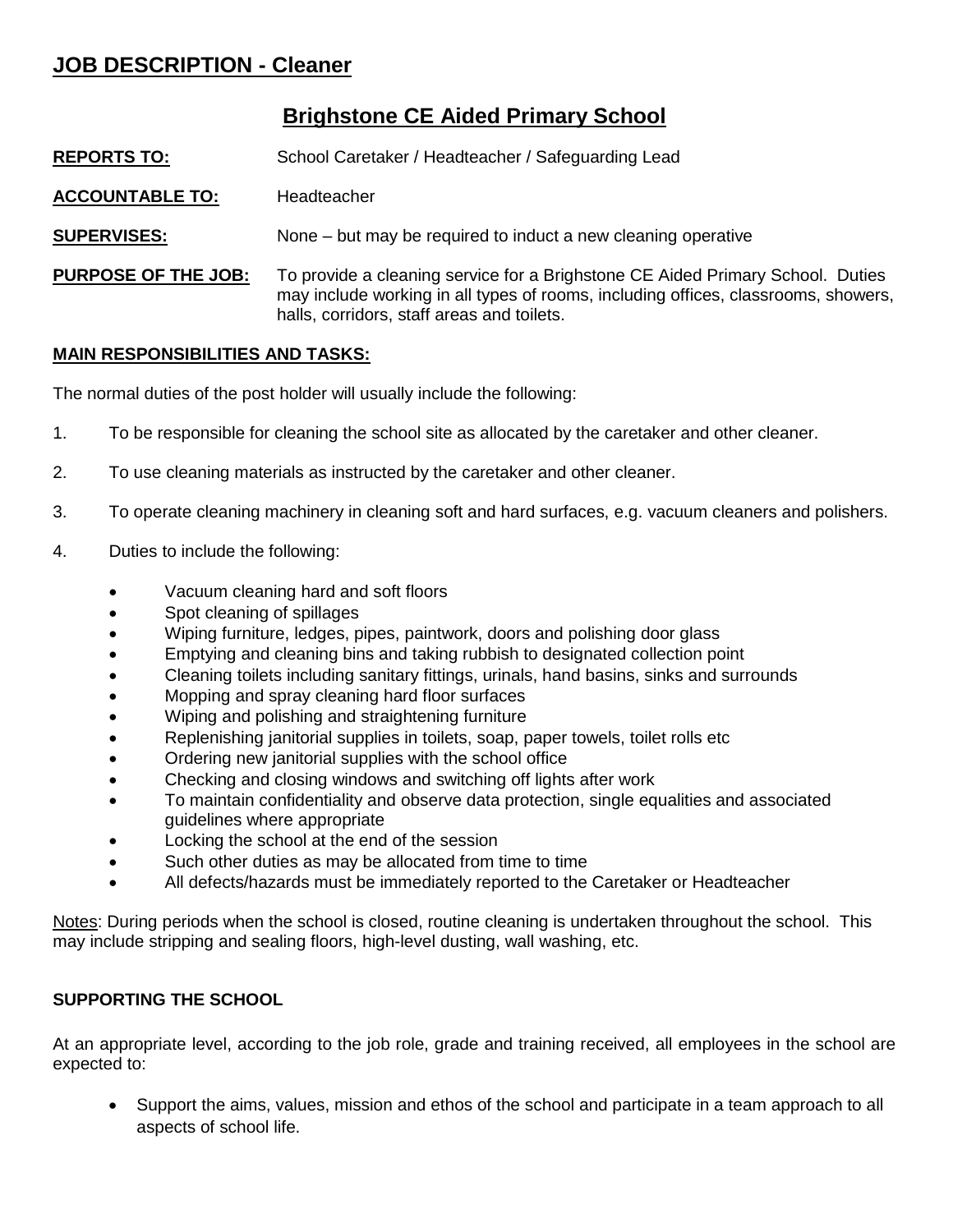# JOB DESCRIPTION - Cleaner

## Brighstone CE Aided Primary School

**REPORTS TO:** School Caretaker / Headteacher / Safeguarding Lead

**ACCOUNTABLE TO:** Headteacher

**SUPERVISES:** None – but may be required to induct a new cleaning operative

**PURPOSE OF THE JOB:** To provide a cleaning service for a Brighstone CE Aided Primary School. Duties may include working in all types of rooms, including offices, classrooms, showers, halls, corridors, staff areas and toilets.

**MAIN RESPONSIBILITIES AND TASKS:**

The normal duties of the post holder will usually include the following:

1. To be responsible for cleaning the school site as allocated by the caretaker and other cleaner.
2. To use cleaning materials as instructed by the caretaker and other cleaner.
3. To operate cleaning machinery in cleaning soft and hard surfaces, e.g. vacuum cleaners and polishers.
4. Duties to include the following:
   - Vacuum cleaning hard and soft floors
   - Spot cleaning of spillages
   - Wiping furniture, ledges, pipes, paintwork, doors and polishing door glass
   - Emptying and cleaning bins and taking rubbish to designated collection point
   - Cleaning toilets including sanitary fittings, urinals, hand basins, sinks and surrounds
   - Mopping and spray cleaning hard floor surfaces
   - Wiping and polishing and straightening furniture
   - Replenishing janitorial supplies in toilets, soap, paper towels, toilet rolls etc
   - Ordering new janitorial supplies with the school office
   - Checking and closing windows and switching off lights after work
   - To maintain confidentiality and observe data protection, single equalities and associated guidelines where appropriate
   - Locking the school at the end of the session
   - Such other duties as may be allocated from time to time
   - All defects/hazards must be immediately reported to the Caretaker or Headteacher

Notes: During periods when the school is closed, routine cleaning is undertaken throughout the school. This may include stripping and sealing floors, high-level dusting, wall washing, etc.

**SUPPORTING THE SCHOOL**

At an appropriate level, according to the job role, grade and training received, all employees in the school are expected to:

- Support the aims, values, mission and ethos of the school and participate in a team approach to all aspects of school life.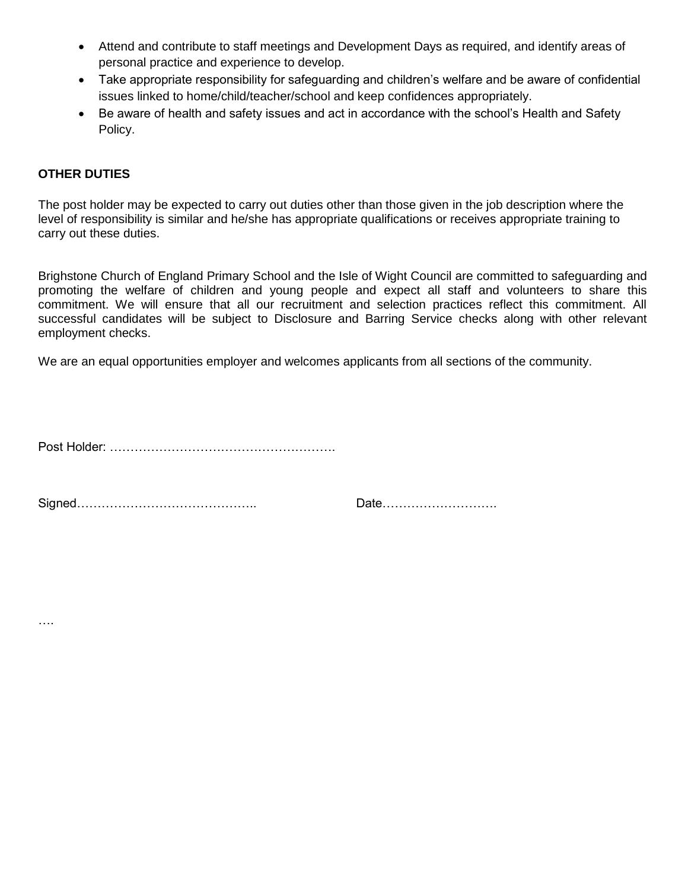- Attend and contribute to staff meetings and Development Days as required, and identify areas of personal practice and experience to develop.
- Take appropriate responsibility for safeguarding and children's welfare and be aware of confidential issues linked to home/child/teacher/school and keep confidences appropriately.
- Be aware of health and safety issues and act in accordance with the school's Health and Safety Policy.

**OTHER DUTIES**

The post holder may be expected to carry out duties other than those given in the job description where the level of responsibility is similar and he/she has appropriate qualifications or receives appropriate training to carry out these duties.

Brighstone Church of England Primary School and the Isle of Wight Council are committed to safeguarding and promoting the welfare of children and young people and expect all staff and volunteers to share this commitment. We will ensure that all our recruitment and selection practices reflect this commitment. All successful candidates will be subject to Disclosure and Barring Service checks along with other relevant employment checks.

We are an equal opportunities employer and welcomes applicants from all sections of the community.

Post Holder: ……………………………………………….

Signed…………………………………….. Date……………………….

….